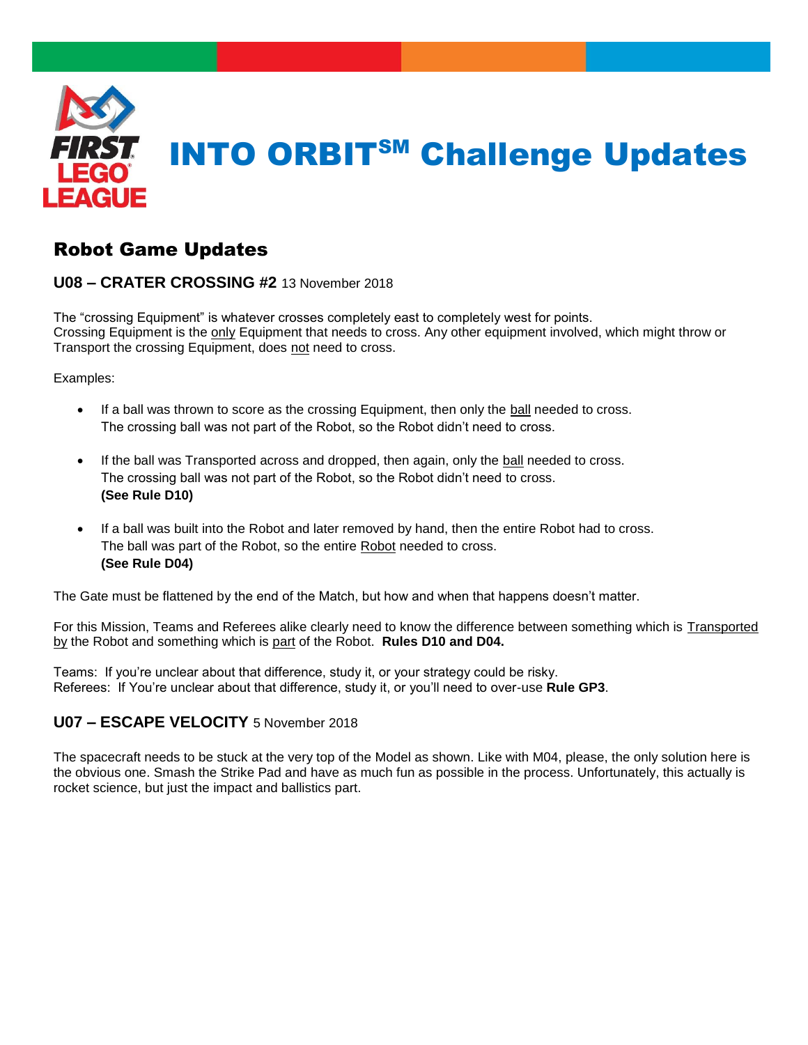# INTO ORBIT℠ Challenge Updates

## Robot Game Updates

### U08 – CRATER CROSSING #2 13 November 2018

The "crossing Equipment" is whatever crosses completely east to completely west for points.
Crossing Equipment is the only Equipment that needs to cross. Any other equipment involved, which might throw or Transport the crossing Equipment, does not need to cross.

Examples:

- If a ball was thrown to score as the crossing Equipment, then only the ball needed to cross.
  The crossing ball was not part of the Robot, so the Robot didn't need to cross.

- If the ball was Transported across and dropped, then again, only the ball needed to cross.
  The crossing ball was not part of the Robot, so the Robot didn't need to cross.
  **(See Rule D10)**

- If a ball was built into the Robot and later removed by hand, then the entire Robot had to cross.
  The ball was part of the Robot, so the entire Robot needed to cross.
  **(See Rule D04)**

The Gate must be flattened by the end of the Match, but how and when that happens doesn't matter.

For this Mission, Teams and Referees alike clearly need to know the difference between something which is Transported by the Robot and something which is part of the Robot. **Rules D10 and D04.**

Teams: If you're unclear about that difference, study it, or your strategy could be risky.
Referees: If You're unclear about that difference, study it, or you'll need to over-use **Rule GP3**.

### U07 – ESCAPE VELOCITY 5 November 2018

The spacecraft needs to be stuck at the very top of the Model as shown. Like with M04, please, the only solution here is the obvious one. Smash the Strike Pad and have as much fun as possible in the process. Unfortunately, this actually is rocket science, but just the impact and ballistics part.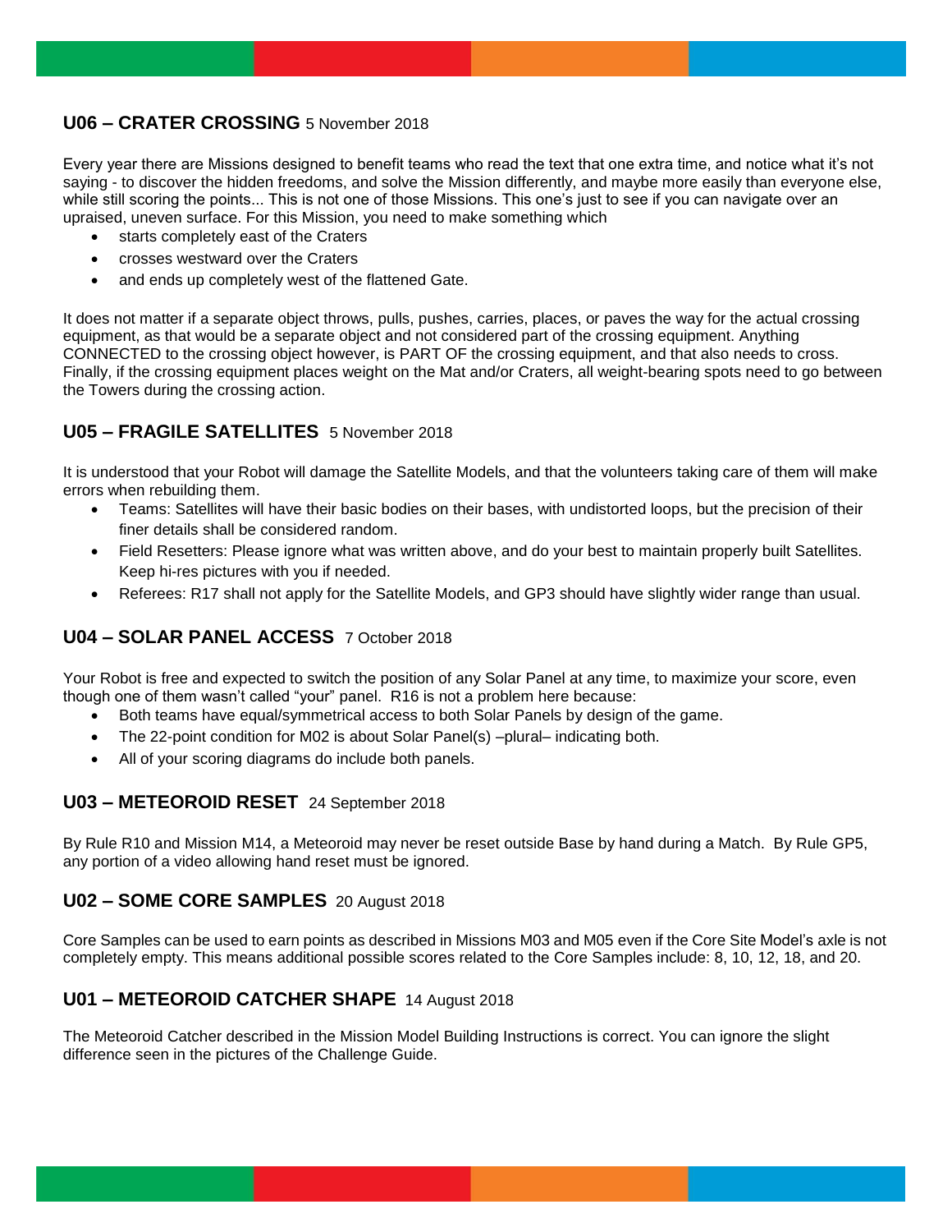## U06 – CRATER CROSSING 5 November 2018

Every year there are Missions designed to benefit teams who read the text that one extra time, and notice what it's not saying - to discover the hidden freedoms, and solve the Mission differently, and maybe more easily than everyone else, while still scoring the points... This is not one of those Missions. This one's just to see if you can navigate over an upraised, uneven surface. For this Mission, you need to make something which

- starts completely east of the Craters
- crosses westward over the Craters
- and ends up completely west of the flattened Gate.

It does not matter if a separate object throws, pulls, pushes, carries, places, or paves the way for the actual crossing equipment, as that would be a separate object and not considered part of the crossing equipment. Anything CONNECTED to the crossing object however, is PART OF the crossing equipment, and that also needs to cross. Finally, if the crossing equipment places weight on the Mat and/or Craters, all weight-bearing spots need to go between the Towers during the crossing action.

## U05 – FRAGILE SATELLITES 5 November 2018

It is understood that your Robot will damage the Satellite Models, and that the volunteers taking care of them will make errors when rebuilding them.

- Teams: Satellites will have their basic bodies on their bases, with undistorted loops, but the precision of their finer details shall be considered random.
- Field Resetters: Please ignore what was written above, and do your best to maintain properly built Satellites. Keep hi-res pictures with you if needed.
- Referees: R17 shall not apply for the Satellite Models, and GP3 should have slightly wider range than usual.

## U04 – SOLAR PANEL ACCESS 7 October 2018

Your Robot is free and expected to switch the position of any Solar Panel at any time, to maximize your score, even though one of them wasn't called "your" panel. R16 is not a problem here because:

- Both teams have equal/symmetrical access to both Solar Panels by design of the game.
- The 22-point condition for M02 is about Solar Panel(s) –plural– indicating both.
- All of your scoring diagrams do include both panels.

## U03 – METEOROID RESET 24 September 2018

By Rule R10 and Mission M14, a Meteoroid may never be reset outside Base by hand during a Match. By Rule GP5, any portion of a video allowing hand reset must be ignored.

## U02 – SOME CORE SAMPLES 20 August 2018

Core Samples can be used to earn points as described in Missions M03 and M05 even if the Core Site Model's axle is not completely empty. This means additional possible scores related to the Core Samples include: 8, 10, 12, 18, and 20.

## U01 – METEOROID CATCHER SHAPE 14 August 2018

The Meteoroid Catcher described in the Mission Model Building Instructions is correct. You can ignore the slight difference seen in the pictures of the Challenge Guide.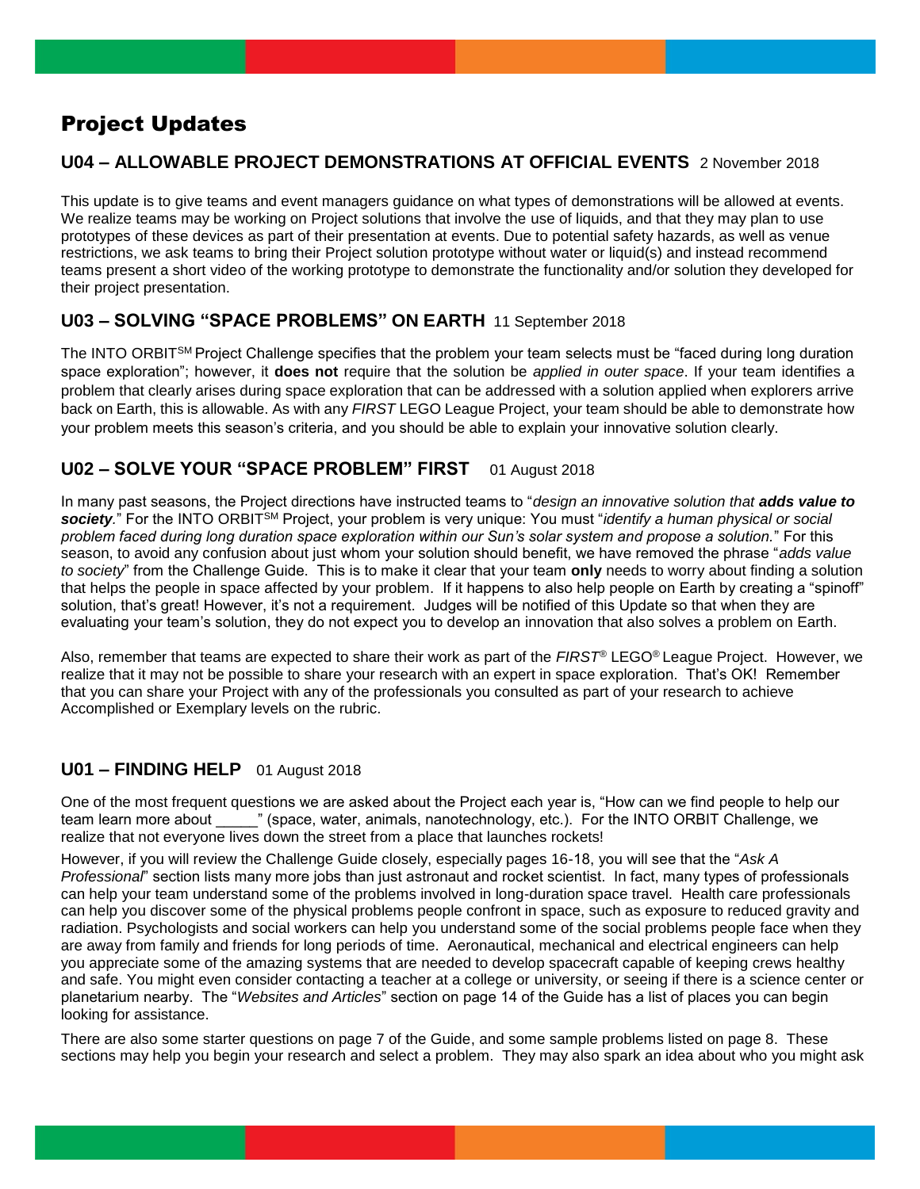# Project Updates

## U04 – ALLOWABLE PROJECT DEMONSTRATIONS AT OFFICIAL EVENTS 2 November 2018

This update is to give teams and event managers guidance on what types of demonstrations will be allowed at events. We realize teams may be working on Project solutions that involve the use of liquids, and that they may plan to use prototypes of these devices as part of their presentation at events. Due to potential safety hazards, as well as venue restrictions, we ask teams to bring their Project solution prototype without water or liquid(s) and instead recommend teams present a short video of the working prototype to demonstrate the functionality and/or solution they developed for their project presentation.

## U03 – SOLVING "SPACE PROBLEMS" ON EARTH 11 September 2018

The INTO ORBIT℠ Project Challenge specifies that the problem your team selects must be "faced during long duration space exploration"; however, it **does not** require that the solution be *applied in outer space*. If your team identifies a problem that clearly arises during space exploration that can be addressed with a solution applied when explorers arrive back on Earth, this is allowable. As with any *FIRST* LEGO League Project, your team should be able to demonstrate how your problem meets this season's criteria, and you should be able to explain your innovative solution clearly.

## U02 – SOLVE YOUR "SPACE PROBLEM" FIRST 01 August 2018

In many past seasons, the Project directions have instructed teams to "*design an innovative solution that **adds value to society**.*" For the INTO ORBIT℠ Project, your problem is very unique: You must "*identify a human physical or social problem faced during long duration space exploration within our Sun's solar system and propose a solution.*" For this season, to avoid any confusion about just whom your solution should benefit, we have removed the phrase "*adds value to society*" from the Challenge Guide. This is to make it clear that your team **only** needs to worry about finding a solution that helps the people in space affected by your problem. If it happens to also help people on Earth by creating a "spinoff" solution, that's great! However, it's not a requirement. Judges will be notified of this Update so that when they are evaluating your team's solution, they do not expect you to develop an innovation that also solves a problem on Earth.

Also, remember that teams are expected to share their work as part of the *FIRST*® LEGO® League Project. However, we realize that it may not be possible to share your research with an expert in space exploration. That's OK! Remember that you can share your Project with any of the professionals you consulted as part of your research to achieve Accomplished or Exemplary levels on the rubric.

## U01 – FINDING HELP 01 August 2018

One of the most frequent questions we are asked about the Project each year is, "How can we find people to help our team learn more about _____" (space, water, animals, nanotechnology, etc.). For the INTO ORBIT Challenge, we realize that not everyone lives down the street from a place that launches rockets!

However, if you will review the Challenge Guide closely, especially pages 16-18, you will see that the "*Ask A Professional*" section lists many more jobs than just astronaut and rocket scientist. In fact, many types of professionals can help your team understand some of the problems involved in long-duration space travel. Health care professionals can help you discover some of the physical problems people confront in space, such as exposure to reduced gravity and radiation. Psychologists and social workers can help you understand some of the social problems people face when they are away from family and friends for long periods of time. Aeronautical, mechanical and electrical engineers can help you appreciate some of the amazing systems that are needed to develop spacecraft capable of keeping crews healthy and safe. You might even consider contacting a teacher at a college or university, or seeing if there is a science center or planetarium nearby. The "*Websites and Articles*" section on page 14 of the Guide has a list of places you can begin looking for assistance.

There are also some starter questions on page 7 of the Guide, and some sample problems listed on page 8. These sections may help you begin your research and select a problem. They may also spark an idea about who you might ask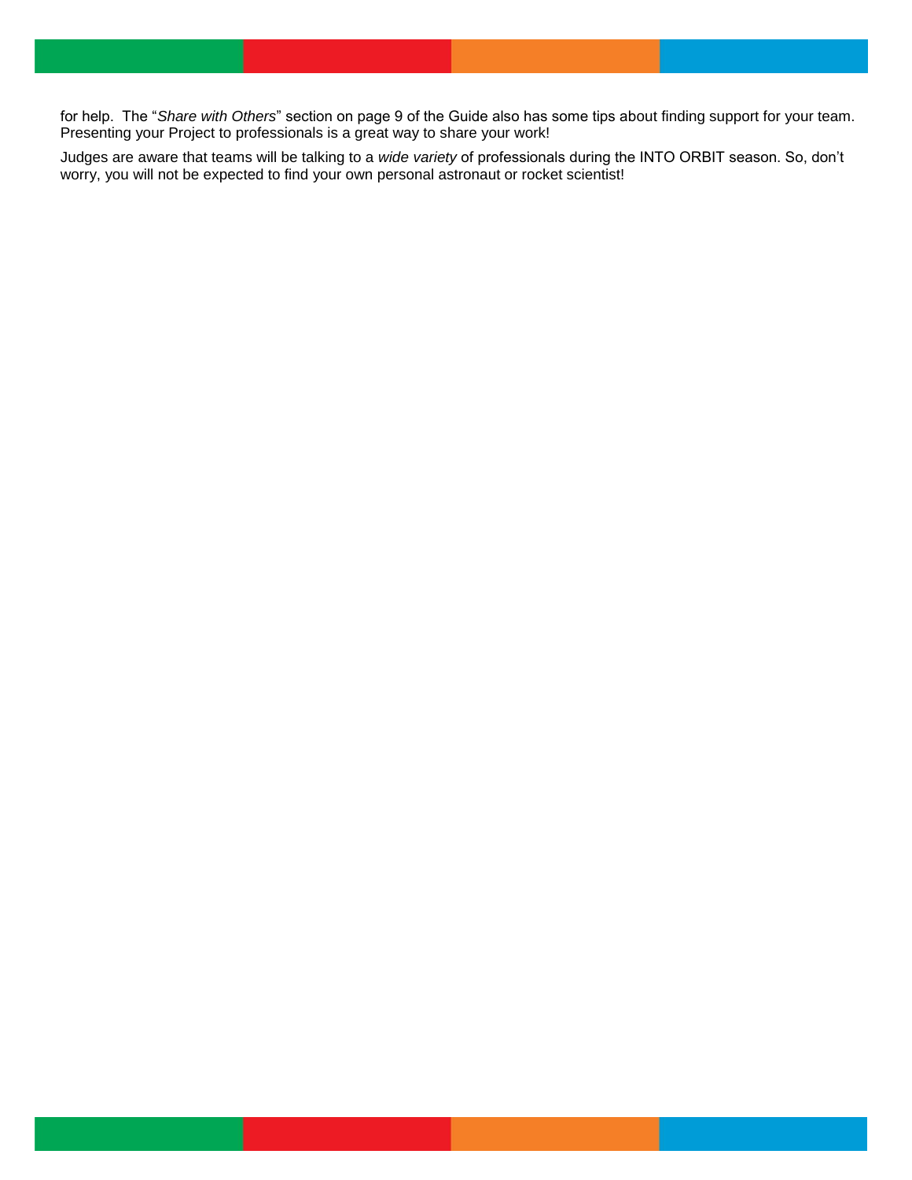for help. The "*Share with Others*" section on page 9 of the Guide also has some tips about finding support for your team. Presenting your Project to professionals is a great way to share your work!

Judges are aware that teams will be talking to a *wide variety* of professionals during the INTO ORBIT season. So, don't worry, you will not be expected to find your own personal astronaut or rocket scientist!